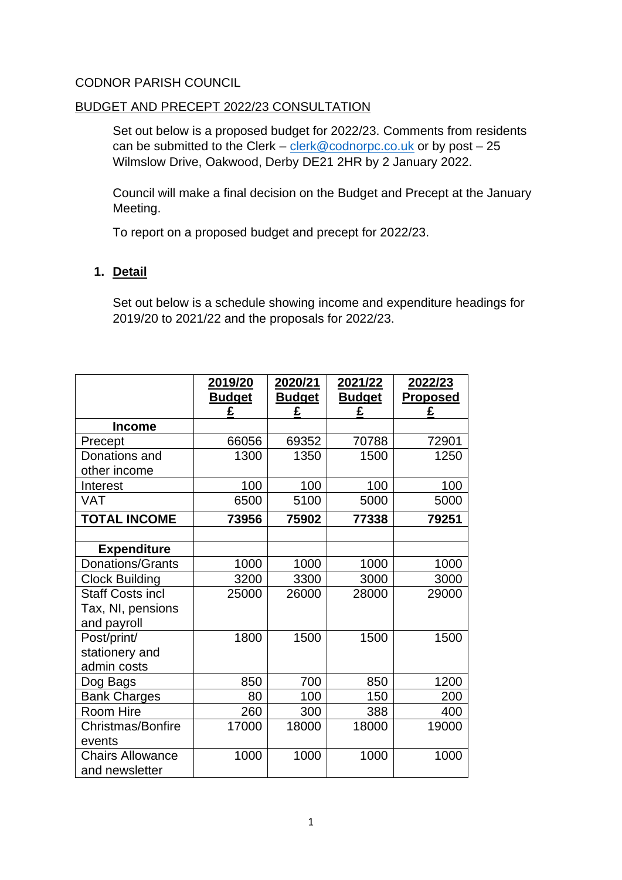CODNOR PARISH COUNCIL

BUDGET AND PRECEPT 2022/23 CONSULTATION

Set out below is a proposed budget for 2022/23. Comments from residents can be submitted to the Clerk – clerk@codnorpc.co.uk or by post – 25 Wilmslow Drive, Oakwood, Derby DE21 2HR by 2 January 2022.

Council will make a final decision on the Budget and Precept at the January Meeting.

To report on a proposed budget and precept for 2022/23.

## 1. Detail

Set out below is a schedule showing income and expenditure headings for 2019/20 to 2021/22 and the proposals for 2022/23.

| | 2019/20 Budget £ | 2020/21 Budget £ | 2021/22 Budget £ | 2022/23 Proposed £ |
|---|---|---|---|---|
| **Income** | | | | |
| Precept | 66056 | 69352 | 70788 | 72901 |
| Donations and other income | 1300 | 1350 | 1500 | 1250 |
| Interest | 100 | 100 | 100 | 100 |
| VAT | 6500 | 5100 | 5000 | 5000 |
| **TOTAL INCOME** | **73956** | **75902** | **77338** | **79251** |
| | | | | |
| **Expenditure** | | | | |
| Donations/Grants | 1000 | 1000 | 1000 | 1000 |
| Clock Building | 3200 | 3300 | 3000 | 3000 |
| Staff Costs incl Tax, NI, pensions and payroll | 25000 | 26000 | 28000 | 29000 |
| Post/print/ stationery and admin costs | 1800 | 1500 | 1500 | 1500 |
| Dog Bags | 850 | 700 | 850 | 1200 |
| Bank Charges | 80 | 100 | 150 | 200 |
| Room Hire | 260 | 300 | 388 | 400 |
| Christmas/Bonfire events | 17000 | 18000 | 18000 | 19000 |
| Chairs Allowance and newsletter | 1000 | 1000 | 1000 | 1000 |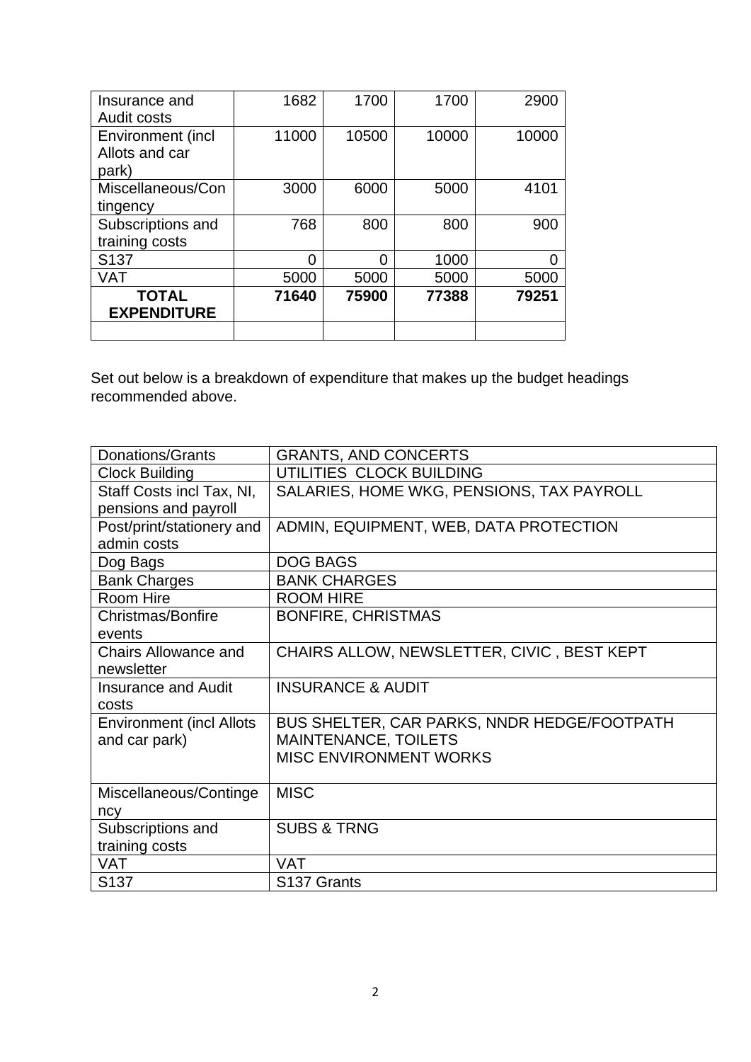| | | | | |
|---|---|---|---|---|
| Insurance and Audit costs | 1682 | 1700 | 1700 | 2900 |
| Environment (incl Allots and car park) | 11000 | 10500 | 10000 | 10000 |
| Miscellaneous/Contingency | 3000 | 6000 | 5000 | 4101 |
| Subscriptions and training costs | 768 | 800 | 800 | 900 |
| S137 | 0 | 0 | 1000 | 0 |
| VAT | 5000 | 5000 | 5000 | 5000 |
| **TOTAL EXPENDITURE** | **71640** | **75900** | **77388** | **79251** |
| | | | | |

Set out below is a breakdown of expenditure that makes up the budget headings recommended above.

| | |
|---|---|
| Donations/Grants | GRANTS, AND CONCERTS |
| Clock Building | UTILITIES CLOCK BUILDING |
| Staff Costs incl Tax, NI, pensions and payroll | SALARIES, HOME WKG, PENSIONS, TAX PAYROLL |
| Post/print/stationery and admin costs | ADMIN, EQUIPMENT, WEB, DATA PROTECTION |
| Dog Bags | DOG BAGS |
| Bank Charges | BANK CHARGES |
| Room Hire | ROOM HIRE |
| Christmas/Bonfire events | BONFIRE, CHRISTMAS |
| Chairs Allowance and newsletter | CHAIRS ALLOW, NEWSLETTER, CIVIC , BEST KEPT |
| Insurance and Audit costs | INSURANCE & AUDIT |
| Environment (incl Allots and car park) | BUS SHELTER, CAR PARKS, NNDR HEDGE/FOOTPATH MAINTENANCE, TOILETS MISC ENVIRONMENT WORKS |
| Miscellaneous/Contingency | MISC |
| Subscriptions and training costs | SUBS & TRNG |
| VAT | VAT |
| S137 | S137 Grants |